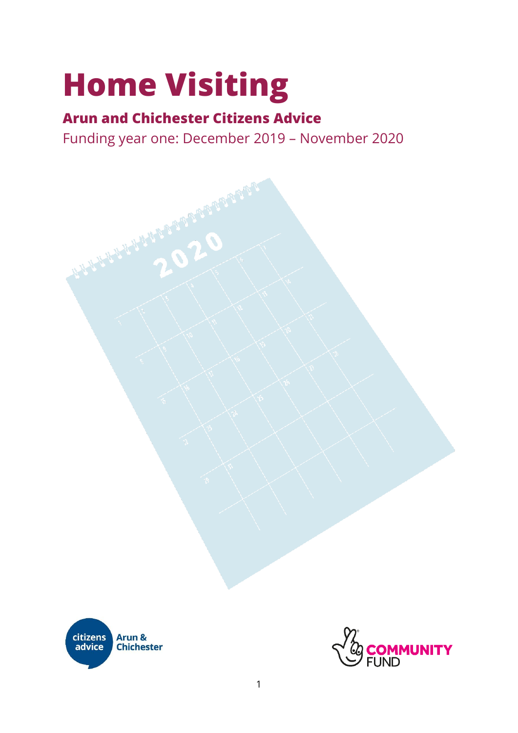# Home Visiting

## Arun and Chichester Citizens Advice

Funding year one: December 2019 – November 2020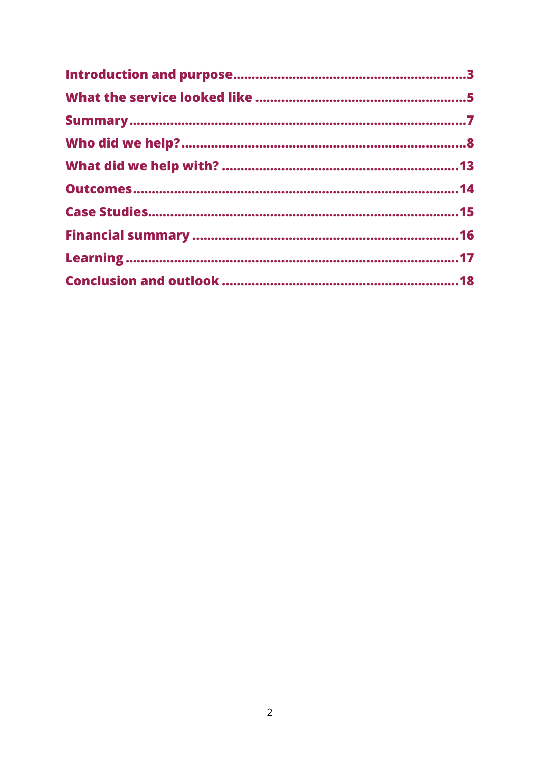Introduction and purpose ........................................................ 3

What the service looked like ................................................... 5

Summary ............................................................................. 7

Who did we help? .................................................................. 8

What did we help with? ......................................................... 13

Outcomes ........................................................................... 14

Case Studies ........................................................................ 15

Financial summary ................................................................ 16

Learning ............................................................................. 17

Conclusion and outlook .......................................................... 18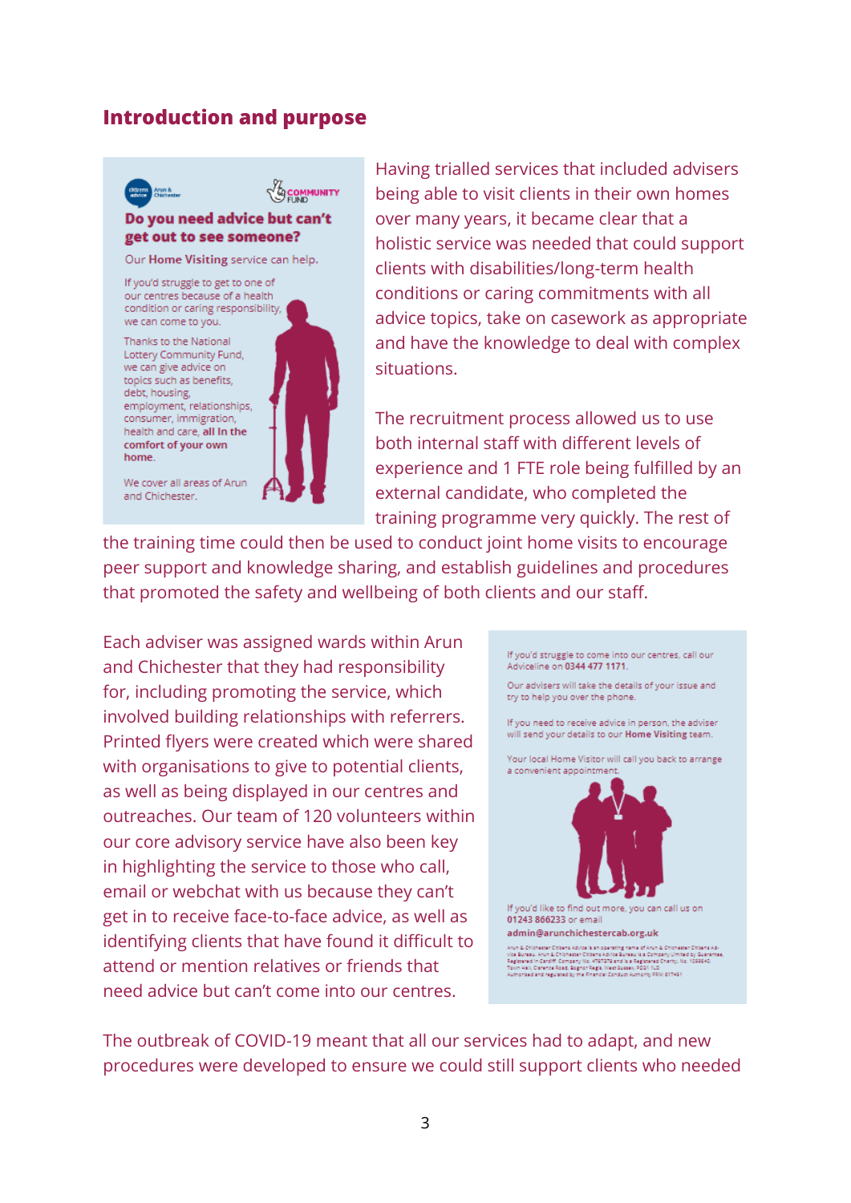## Introduction and purpose

Having trialled services that included advisers being able to visit clients in their own homes over many years, it became clear that a holistic service was needed that could support clients with disabilities/long-term health conditions or caring commitments with all advice topics, take on casework as appropriate and have the knowledge to deal with complex situations.

The recruitment process allowed us to use both internal staff with different levels of experience and 1 FTE role being fulfilled by an external candidate, who completed the training programme very quickly. The rest of the training time could then be used to conduct joint home visits to encourage peer support and knowledge sharing, and establish guidelines and procedures that promoted the safety and wellbeing of both clients and our staff.

Each adviser was assigned wards within Arun and Chichester that they had responsibility for, including promoting the service, which involved building relationships with referrers. Printed flyers were created which were shared with organisations to give to potential clients, as well as being displayed in our centres and outreaches. Our team of 120 volunteers within our core advisory service have also been key in highlighting the service to those who call, email or webchat with us because they can't get in to receive face-to-face advice, as well as identifying clients that have found it difficult to attend or mention relatives or friends that need advice but can't come into our centres.

The outbreak of COVID-19 meant that all our services had to adapt, and new procedures were developed to ensure we could still support clients who needed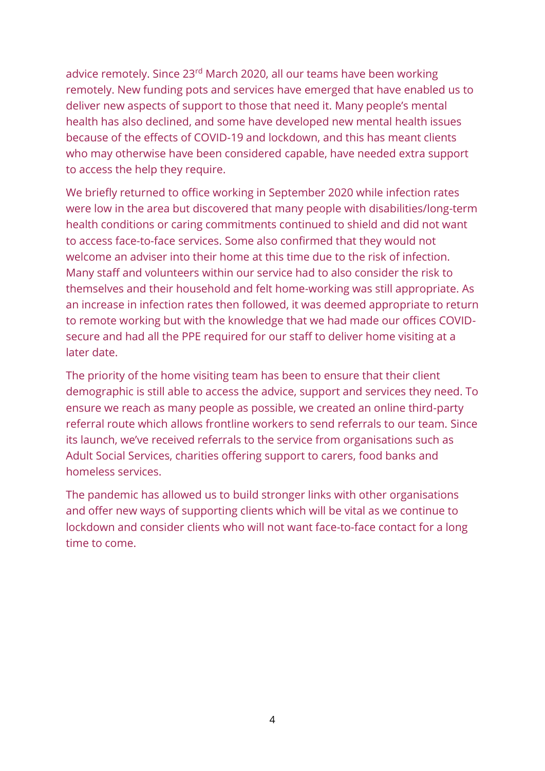advice remotely. Since 23rd March 2020, all our teams have been working remotely. New funding pots and services have emerged that have enabled us to deliver new aspects of support to those that need it. Many people's mental health has also declined, and some have developed new mental health issues because of the effects of COVID-19 and lockdown, and this has meant clients who may otherwise have been considered capable, have needed extra support to access the help they require.

We briefly returned to office working in September 2020 while infection rates were low in the area but discovered that many people with disabilities/long-term health conditions or caring commitments continued to shield and did not want to access face-to-face services. Some also confirmed that they would not welcome an adviser into their home at this time due to the risk of infection. Many staff and volunteers within our service had to also consider the risk to themselves and their household and felt home-working was still appropriate. As an increase in infection rates then followed, it was deemed appropriate to return to remote working but with the knowledge that we had made our offices COVID-secure and had all the PPE required for our staff to deliver home visiting at a later date.

The priority of the home visiting team has been to ensure that their client demographic is still able to access the advice, support and services they need. To ensure we reach as many people as possible, we created an online third-party referral route which allows frontline workers to send referrals to our team. Since its launch, we've received referrals to the service from organisations such as Adult Social Services, charities offering support to carers, food banks and homeless services.

The pandemic has allowed us to build stronger links with other organisations and offer new ways of supporting clients which will be vital as we continue to lockdown and consider clients who will not want face-to-face contact for a long time to come.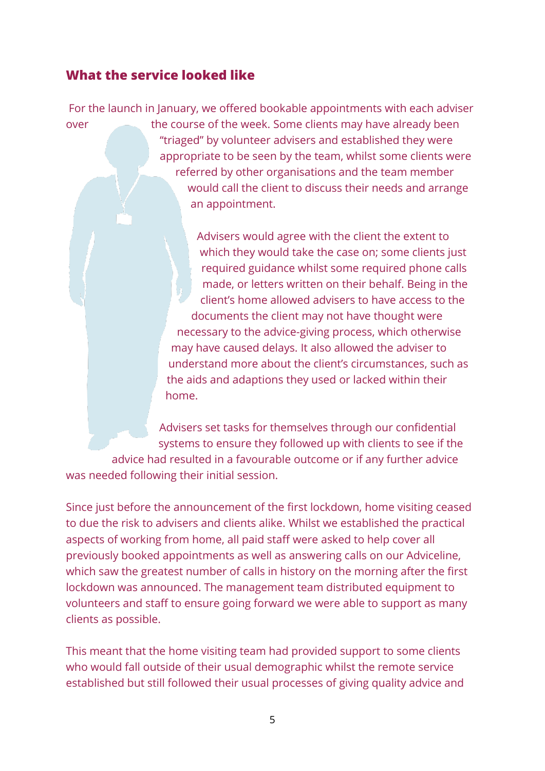## What the service looked like

For the launch in January, we offered bookable appointments with each adviser over the course of the week. Some clients may have already been "triaged" by volunteer advisers and established they were appropriate to be seen by the team, whilst some clients were referred by other organisations and the team member would call the client to discuss their needs and arrange an appointment.

Advisers would agree with the client the extent to which they would take the case on; some clients just required guidance whilst some required phone calls made, or letters written on their behalf. Being in the client's home allowed advisers to have access to the documents the client may not have thought were necessary to the advice-giving process, which otherwise may have caused delays. It also allowed the adviser to understand more about the client's circumstances, such as the aids and adaptions they used or lacked within their home.

Advisers set tasks for themselves through our confidential systems to ensure they followed up with clients to see if the advice had resulted in a favourable outcome or if any further advice was needed following their initial session.

Since just before the announcement of the first lockdown, home visiting ceased to due the risk to advisers and clients alike. Whilst we established the practical aspects of working from home, all paid staff were asked to help cover all previously booked appointments as well as answering calls on our Adviceline, which saw the greatest number of calls in history on the morning after the first lockdown was announced. The management team distributed equipment to volunteers and staff to ensure going forward we were able to support as many clients as possible.

This meant that the home visiting team had provided support to some clients who would fall outside of their usual demographic whilst the remote service established but still followed their usual processes of giving quality advice and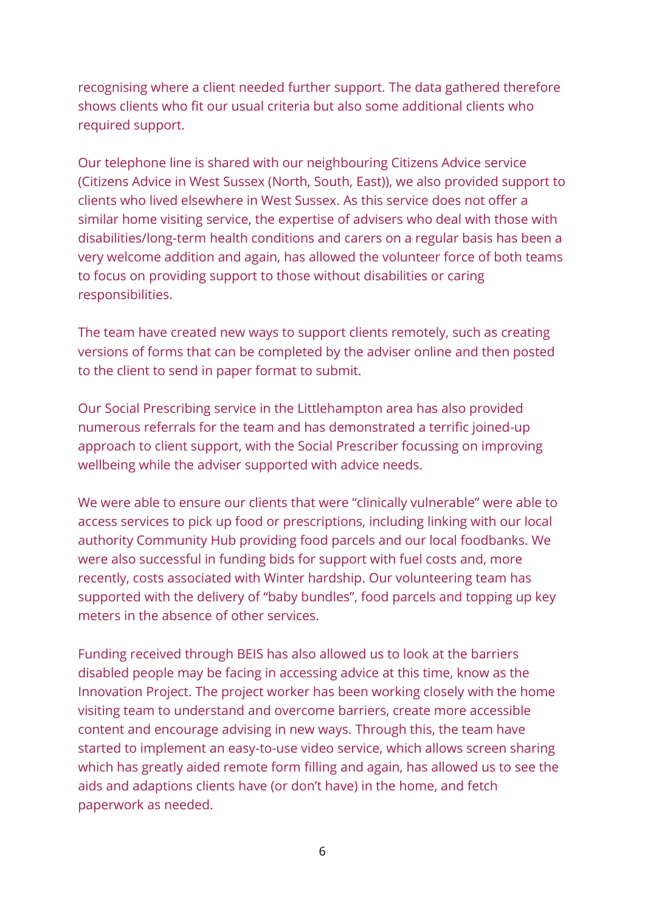recognising where a client needed further support. The data gathered therefore shows clients who fit our usual criteria but also some additional clients who required support.

Our telephone line is shared with our neighbouring Citizens Advice service (Citizens Advice in West Sussex (North, South, East)), we also provided support to clients who lived elsewhere in West Sussex. As this service does not offer a similar home visiting service, the expertise of advisers who deal with those with disabilities/long-term health conditions and carers on a regular basis has been a very welcome addition and again, has allowed the volunteer force of both teams to focus on providing support to those without disabilities or caring responsibilities.

The team have created new ways to support clients remotely, such as creating versions of forms that can be completed by the adviser online and then posted to the client to send in paper format to submit.

Our Social Prescribing service in the Littlehampton area has also provided numerous referrals for the team and has demonstrated a terrific joined-up approach to client support, with the Social Prescriber focussing on improving wellbeing while the adviser supported with advice needs.

We were able to ensure our clients that were "clinically vulnerable" were able to access services to pick up food or prescriptions, including linking with our local authority Community Hub providing food parcels and our local foodbanks. We were also successful in funding bids for support with fuel costs and, more recently, costs associated with Winter hardship. Our volunteering team has supported with the delivery of "baby bundles", food parcels and topping up key meters in the absence of other services.

Funding received through BEIS has also allowed us to look at the barriers disabled people may be facing in accessing advice at this time, know as the Innovation Project. The project worker has been working closely with the home visiting team to understand and overcome barriers, create more accessible content and encourage advising in new ways. Through this, the team have started to implement an easy-to-use video service, which allows screen sharing which has greatly aided remote form filling and again, has allowed us to see the aids and adaptions clients have (or don't have) in the home, and fetch paperwork as needed.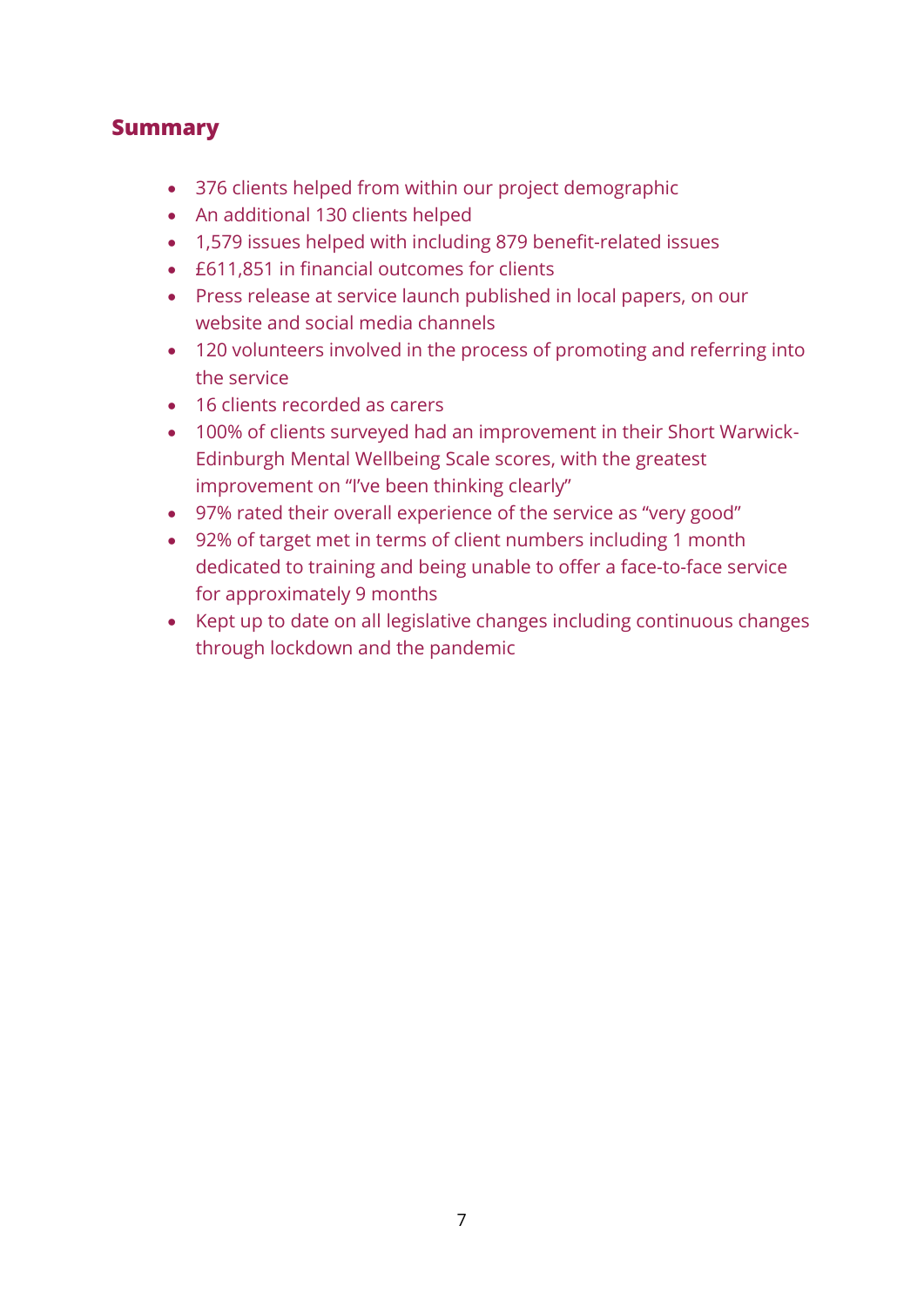## Summary

- 376 clients helped from within our project demographic
- An additional 130 clients helped
- 1,579 issues helped with including 879 benefit-related issues
- £611,851 in financial outcomes for clients
- Press release at service launch published in local papers, on our website and social media channels
- 120 volunteers involved in the process of promoting and referring into the service
- 16 clients recorded as carers
- 100% of clients surveyed had an improvement in their Short Warwick-Edinburgh Mental Wellbeing Scale scores, with the greatest improvement on "I've been thinking clearly"
- 97% rated their overall experience of the service as "very good"
- 92% of target met in terms of client numbers including 1 month dedicated to training and being unable to offer a face-to-face service for approximately 9 months
- Kept up to date on all legislative changes including continuous changes through lockdown and the pandemic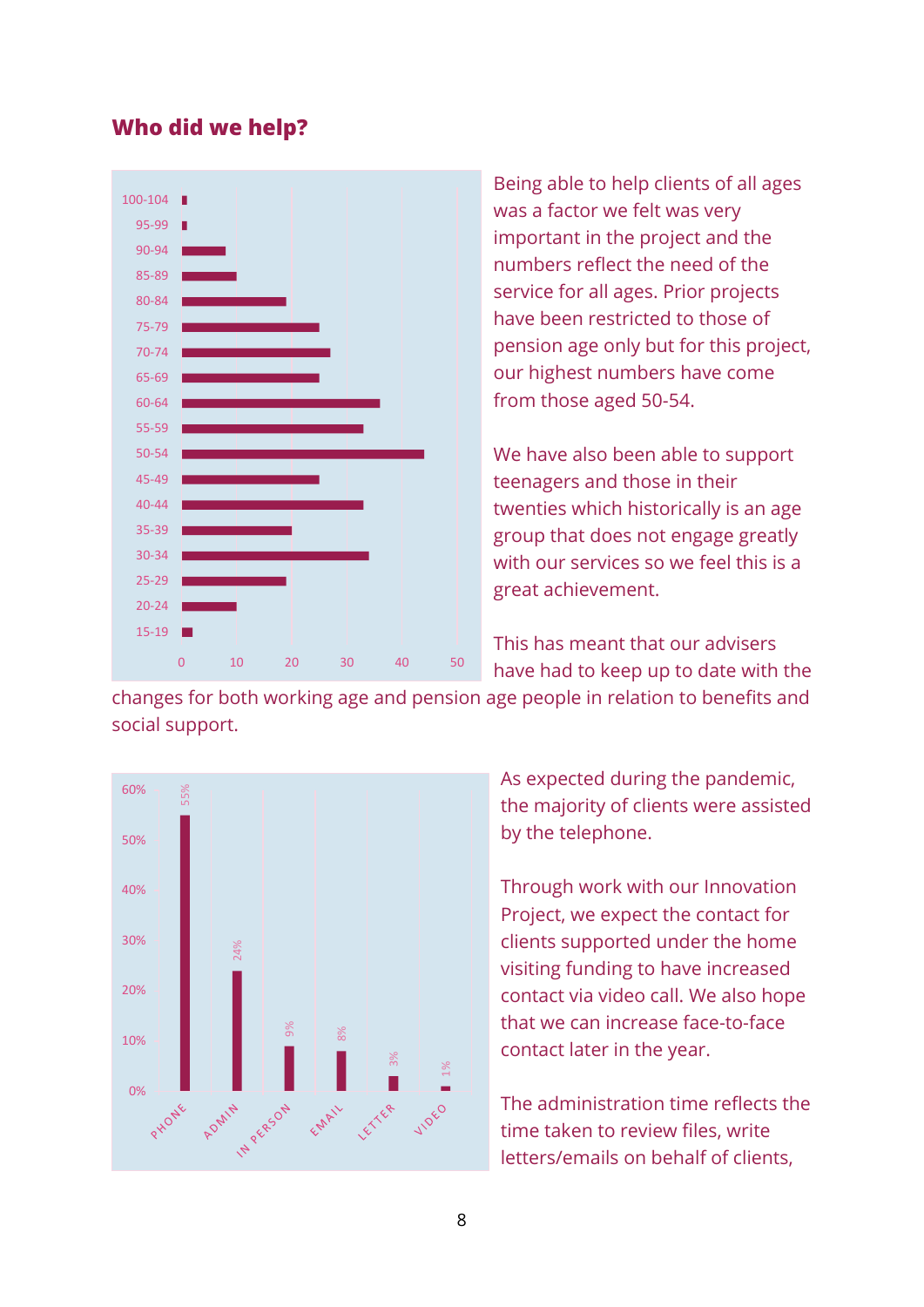## Who did we help?

Being able to help clients of all ages was a factor we felt was very important in the project and the numbers reflect the need of the service for all ages. Prior projects have been restricted to those of pension age only but for this project, our highest numbers have come from those aged 50-54.

We have also been able to support teenagers and those in their twenties which historically is an age group that does not engage greatly with our services so we feel this is a great achievement.

This has meant that our advisers have had to keep up to date with the changes for both working age and pension age people in relation to benefits and social support.

As expected during the pandemic, the majority of clients were assisted by the telephone.

Through work with our Innovation Project, we expect the contact for clients supported under the home visiting funding to have increased contact via video call. We also hope that we can increase face-to-face contact later in the year.

The administration time reflects the time taken to review files, write letters/emails on behalf of clients,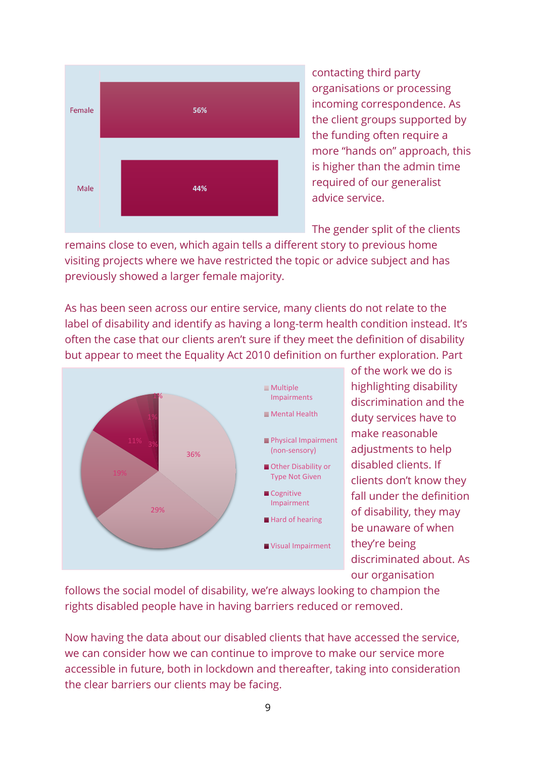| | |
|---|---|
| Female | 56% |
| Male | 44% |

contacting third party organisations or processing incoming correspondence. As the client groups supported by the funding often require a more "hands on" approach, this is higher than the admin time required of our generalist advice service.

The gender split of the clients remains close to even, which again tells a different story to previous home visiting projects where we have restricted the topic or advice subject and has previously showed a larger female majority.

As has been seen across our entire service, many clients do not relate to the label of disability and identify as having a long-term health condition instead. It's often the case that our clients aren't sure if they meet the definition of disability but appear to meet the Equality Act 2010 definition on further exploration. Part of the work we do is highlighting disability discrimination and the duty services have to make reasonable adjustments to help disabled clients. If clients don't know they fall under the definition of disability, they may be unaware of when they're being discriminated about. As our organisation follows the social model of disability, we're always looking to champion the rights disabled people have in having barriers reduced or removed.

| Category | Percentage |
|---|---|
| Multiple Impairments | 36% |
| Mental Health | 29% |
| Physical Impairment (non-sensory) | 19% |
| Other Disability or Type Not Given | 11% |
| Cognitive Impairment | 3% |
| Hard of hearing | 1% |
| Visual Impairment | 1% |

Now having the data about our disabled clients that have accessed the service, we can consider how we can continue to improve to make our service more accessible in future, both in lockdown and thereafter, taking into consideration the clear barriers our clients may be facing.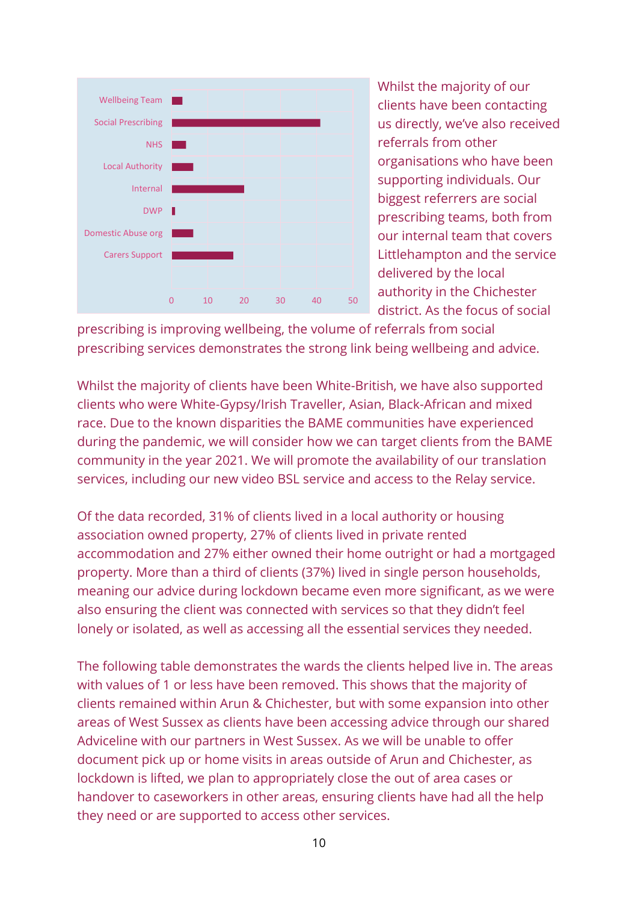Whilst the majority of our clients have been contacting us directly, we've also received referrals from other organisations who have been supporting individuals. Our biggest referrers are social prescribing teams, both from our internal team that covers Littlehampton and the service delivered by the local authority in the Chichester district. As the focus of social prescribing is improving wellbeing, the volume of referrals from social prescribing services demonstrates the strong link being wellbeing and advice.

Whilst the majority of clients have been White-British, we have also supported clients who were White-Gypsy/Irish Traveller, Asian, Black-African and mixed race. Due to the known disparities the BAME communities have experienced during the pandemic, we will consider how we can target clients from the BAME community in the year 2021. We will promote the availability of our translation services, including our new video BSL service and access to the Relay service.

Of the data recorded, 31% of clients lived in a local authority or housing association owned property, 27% of clients lived in private rented accommodation and 27% either owned their home outright or had a mortgaged property. More than a third of clients (37%) lived in single person households, meaning our advice during lockdown became even more significant, as we were also ensuring the client was connected with services so that they didn't feel lonely or isolated, as well as accessing all the essential services they needed.

The following table demonstrates the wards the clients helped live in. The areas with values of 1 or less have been removed. This shows that the majority of clients remained within Arun & Chichester, but with some expansion into other areas of West Sussex as clients have been accessing advice through our shared Adviceline with our partners in West Sussex. As we will be unable to offer document pick up or home visits in areas outside of Arun and Chichester, as lockdown is lifted, we plan to appropriately close the out of area cases or handover to caseworkers in other areas, ensuring clients have had all the help they need or are supported to access other services.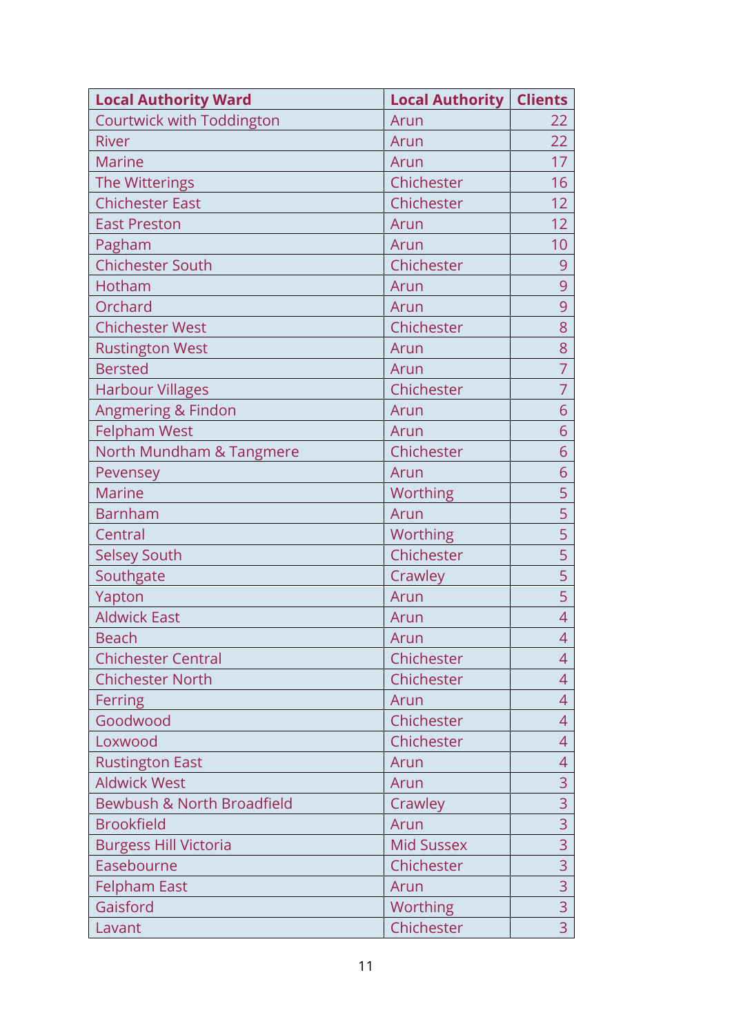| Local Authority Ward | Local Authority | Clients |
|---|---|---|
| Courtwick with Toddington | Arun | 22 |
| River | Arun | 22 |
| Marine | Arun | 17 |
| The Witterings | Chichester | 16 |
| Chichester East | Chichester | 12 |
| East Preston | Arun | 12 |
| Pagham | Arun | 10 |
| Chichester South | Chichester | 9 |
| Hotham | Arun | 9 |
| Orchard | Arun | 9 |
| Chichester West | Chichester | 8 |
| Rustington West | Arun | 8 |
| Bersted | Arun | 7 |
| Harbour Villages | Chichester | 7 |
| Angmering & Findon | Arun | 6 |
| Felpham West | Arun | 6 |
| North Mundham & Tangmere | Chichester | 6 |
| Pevensey | Arun | 6 |
| Marine | Worthing | 5 |
| Barnham | Arun | 5 |
| Central | Worthing | 5 |
| Selsey South | Chichester | 5 |
| Southgate | Crawley | 5 |
| Yapton | Arun | 5 |
| Aldwick East | Arun | 4 |
| Beach | Arun | 4 |
| Chichester Central | Chichester | 4 |
| Chichester North | Chichester | 4 |
| Ferring | Arun | 4 |
| Goodwood | Chichester | 4 |
| Loxwood | Chichester | 4 |
| Rustington East | Arun | 4 |
| Aldwick West | Arun | 3 |
| Bewbush & North Broadfield | Crawley | 3 |
| Brookfield | Arun | 3 |
| Burgess Hill Victoria | Mid Sussex | 3 |
| Easebourne | Chichester | 3 |
| Felpham East | Arun | 3 |
| Gaisford | Worthing | 3 |
| Lavant | Chichester | 3 |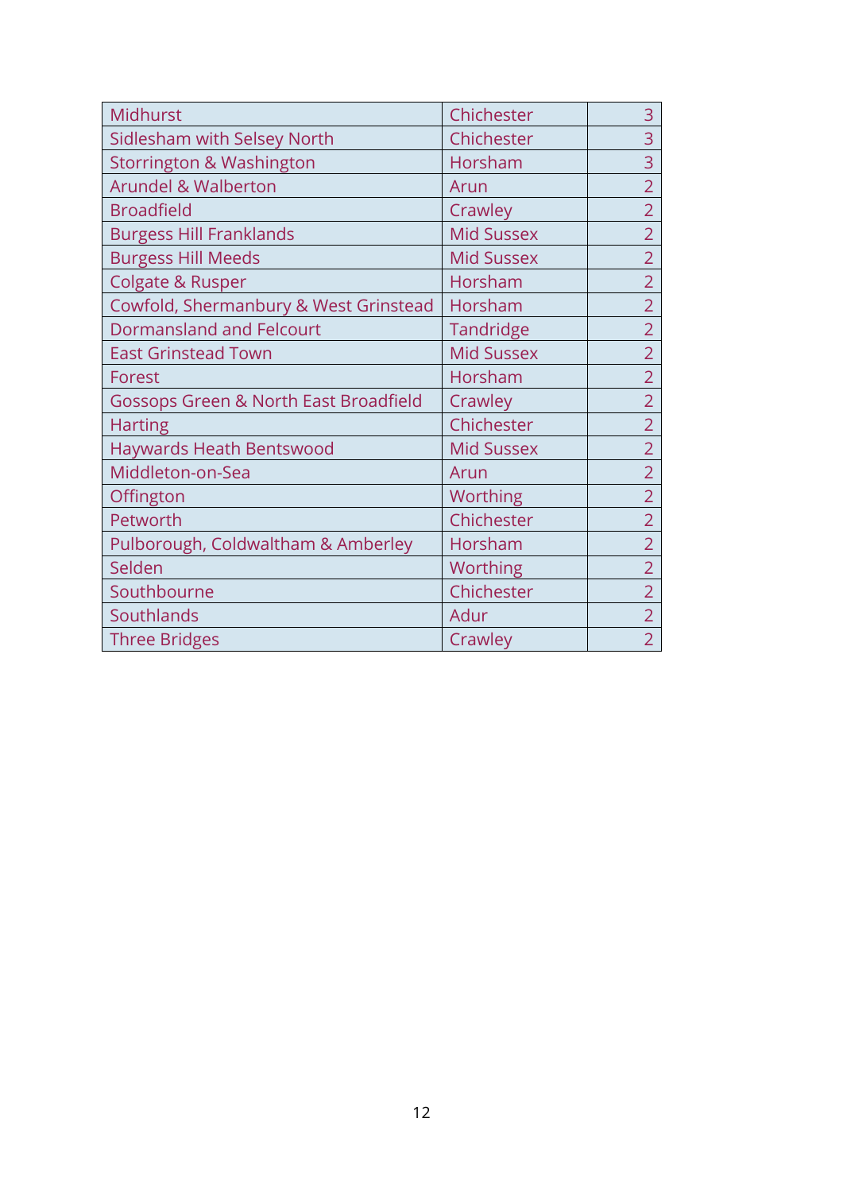| Midhurst | Chichester | 3 |
|---|---|---|
| Sidlesham with Selsey North | Chichester | 3 |
| Storrington & Washington | Horsham | 3 |
| Arundel & Walberton | Arun | 2 |
| Broadfield | Crawley | 2 |
| Burgess Hill Franklands | Mid Sussex | 2 |
| Burgess Hill Meeds | Mid Sussex | 2 |
| Colgate & Rusper | Horsham | 2 |
| Cowfold, Shermanbury & West Grinstead | Horsham | 2 |
| Dormansland and Felcourt | Tandridge | 2 |
| East Grinstead Town | Mid Sussex | 2 |
| Forest | Horsham | 2 |
| Gossops Green & North East Broadfield | Crawley | 2 |
| Harting | Chichester | 2 |
| Haywards Heath Bentswood | Mid Sussex | 2 |
| Middleton-on-Sea | Arun | 2 |
| Offington | Worthing | 2 |
| Petworth | Chichester | 2 |
| Pulborough, Coldwaltham & Amberley | Horsham | 2 |
| Selden | Worthing | 2 |
| Southbourne | Chichester | 2 |
| Southlands | Adur | 2 |
| Three Bridges | Crawley | 2 |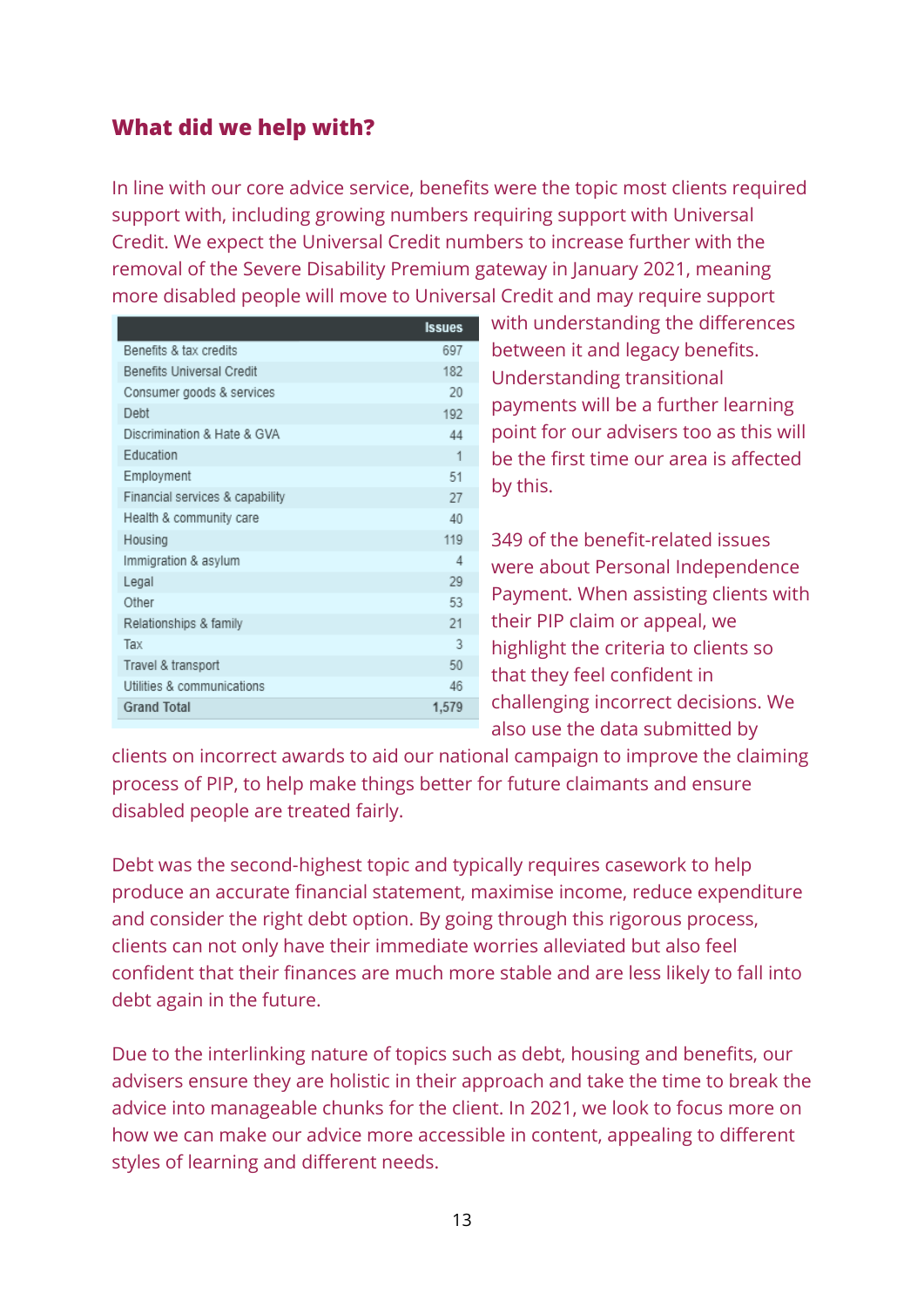## What did we help with?

In line with our core advice service, benefits were the topic most clients required support with, including growing numbers requiring support with Universal Credit. We expect the Universal Credit numbers to increase further with the removal of the Severe Disability Premium gateway in January 2021, meaning more disabled people will move to Universal Credit and may require support with understanding the differences between it and legacy benefits. Understanding transitional payments will be a further learning point for our advisers too as this will be the first time our area is affected by this.

| | Issues |
|---|---|
| Benefits & tax credits | 697 |
| Benefits Universal Credit | 182 |
| Consumer goods & services | 20 |
| Debt | 192 |
| Discrimination & Hate & GVA | 44 |
| Education | 1 |
| Employment | 51 |
| Financial services & capability | 27 |
| Health & community care | 40 |
| Housing | 119 |
| Immigration & asylum | 4 |
| Legal | 29 |
| Other | 53 |
| Relationships & family | 21 |
| Tax | 3 |
| Travel & transport | 50 |
| Utilities & communications | 46 |
| **Grand Total** | **1,579** |

349 of the benefit-related issues were about Personal Independence Payment. When assisting clients with their PIP claim or appeal, we highlight the criteria to clients so that they feel confident in challenging incorrect decisions. We also use the data submitted by clients on incorrect awards to aid our national campaign to improve the claiming process of PIP, to help make things better for future claimants and ensure disabled people are treated fairly.

Debt was the second-highest topic and typically requires casework to help produce an accurate financial statement, maximise income, reduce expenditure and consider the right debt option. By going through this rigorous process, clients can not only have their immediate worries alleviated but also feel confident that their finances are much more stable and are less likely to fall into debt again in the future.

Due to the interlinking nature of topics such as debt, housing and benefits, our advisers ensure they are holistic in their approach and take the time to break the advice into manageable chunks for the client. In 2021, we look to focus more on how we can make our advice more accessible in content, appealing to different styles of learning and different needs.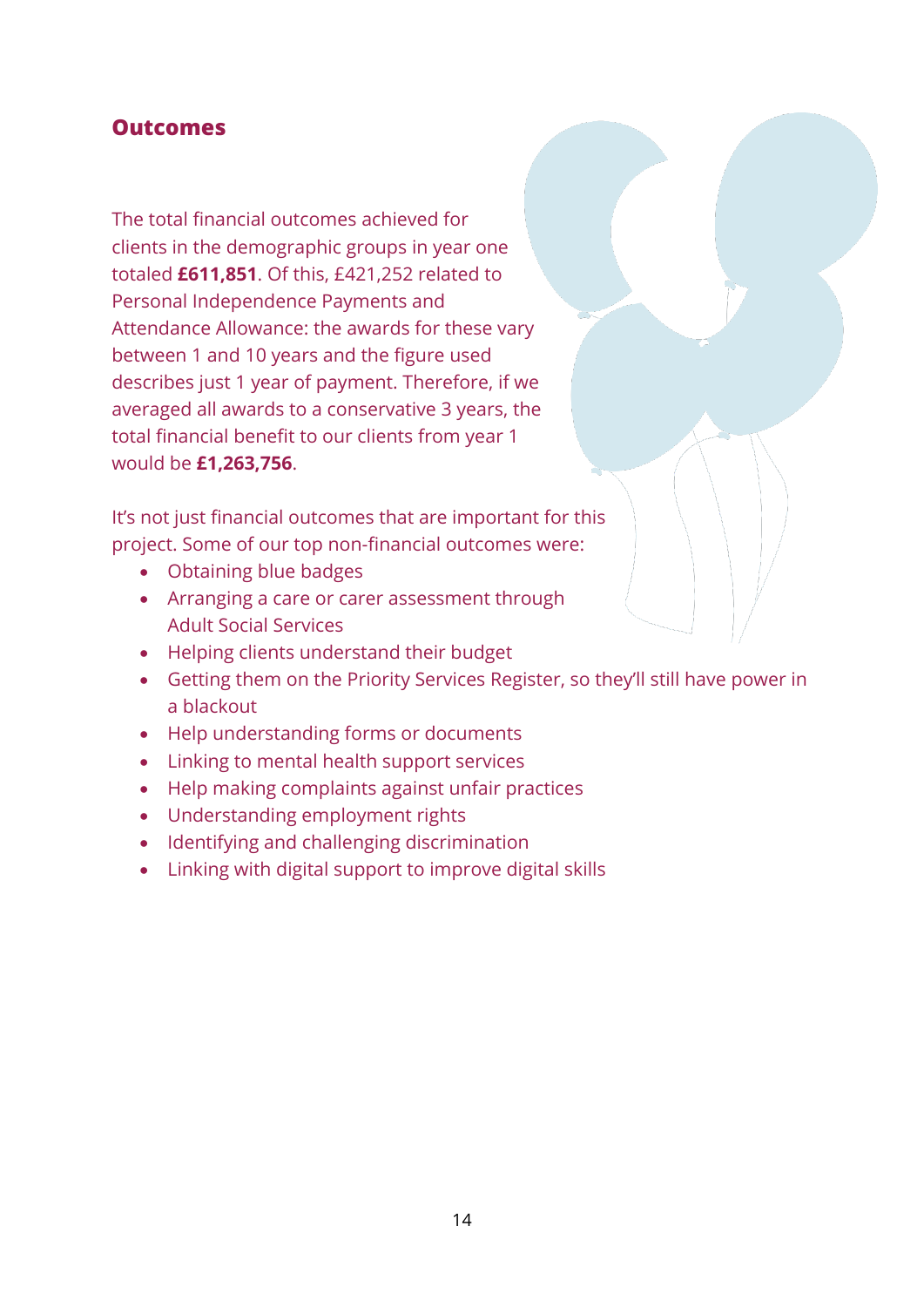## Outcomes

The total financial outcomes achieved for clients in the demographic groups in year one totaled **£611,851**. Of this, £421,252 related to Personal Independence Payments and Attendance Allowance: the awards for these vary between 1 and 10 years and the figure used describes just 1 year of payment. Therefore, if we averaged all awards to a conservative 3 years, the total financial benefit to our clients from year 1 would be **£1,263,756**.

It's not just financial outcomes that are important for this project. Some of our top non-financial outcomes were:

- Obtaining blue badges
- Arranging a care or carer assessment through Adult Social Services
- Helping clients understand their budget
- Getting them on the Priority Services Register, so they'll still have power in a blackout
- Help understanding forms or documents
- Linking to mental health support services
- Help making complaints against unfair practices
- Understanding employment rights
- Identifying and challenging discrimination
- Linking with digital support to improve digital skills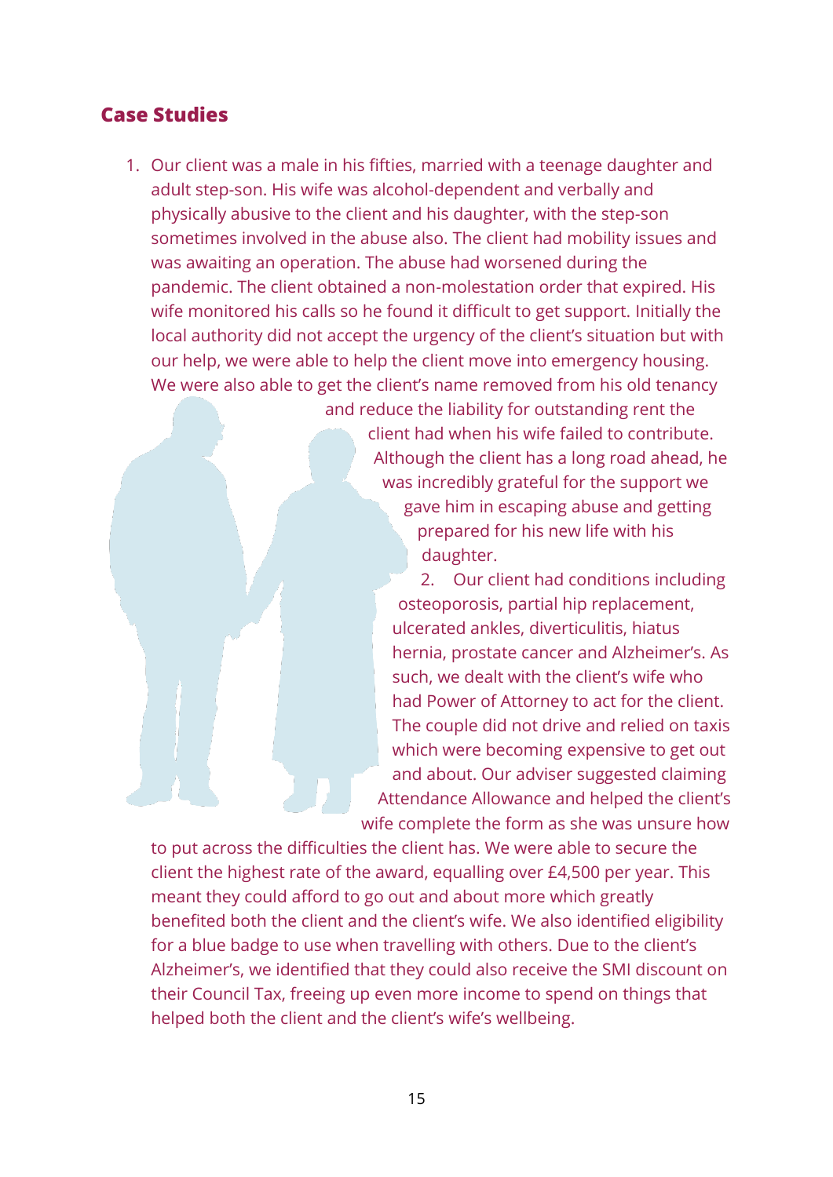## Case Studies

1. Our client was a male in his fifties, married with a teenage daughter and adult step-son. His wife was alcohol-dependent and verbally and physically abusive to the client and his daughter, with the step-son sometimes involved in the abuse also. The client had mobility issues and was awaiting an operation. The abuse had worsened during the pandemic. The client obtained a non-molestation order that expired. His wife monitored his calls so he found it difficult to get support. Initially the local authority did not accept the urgency of the client's situation but with our help, we were able to help the client move into emergency housing. We were also able to get the client's name removed from his old tenancy and reduce the liability for outstanding rent the client had when his wife failed to contribute. Although the client has a long road ahead, he was incredibly grateful for the support we gave him in escaping abuse and getting prepared for his new life with his daughter.

2. Our client had conditions including osteoporosis, partial hip replacement, ulcerated ankles, diverticulitis, hiatus hernia, prostate cancer and Alzheimer's. As such, we dealt with the client's wife who had Power of Attorney to act for the client. The couple did not drive and relied on taxis which were becoming expensive to get out and about. Our adviser suggested claiming Attendance Allowance and helped the client's wife complete the form as she was unsure how to put across the difficulties the client has. We were able to secure the client the highest rate of the award, equalling over £4,500 per year. This meant they could afford to go out and about more which greatly benefited both the client and the client's wife. We also identified eligibility for a blue badge to use when travelling with others. Due to the client's Alzheimer's, we identified that they could also receive the SMI discount on their Council Tax, freeing up even more income to spend on things that helped both the client and the client's wife's wellbeing.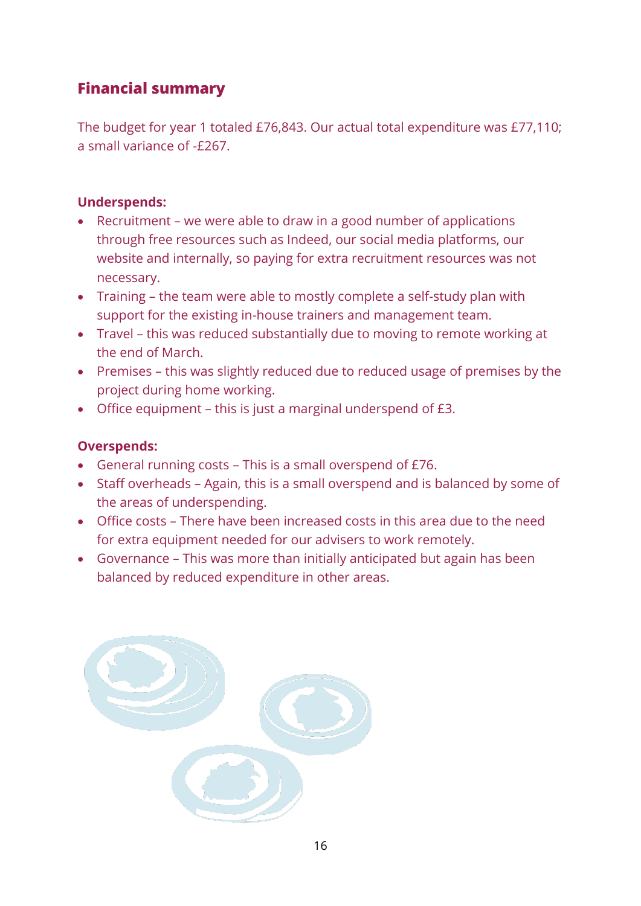## Financial summary

The budget for year 1 totaled £76,843. Our actual total expenditure was £77,110; a small variance of -£267.

**Underspends:**

- Recruitment – we were able to draw in a good number of applications through free resources such as Indeed, our social media platforms, our website and internally, so paying for extra recruitment resources was not necessary.
- Training – the team were able to mostly complete a self-study plan with support for the existing in-house trainers and management team.
- Travel – this was reduced substantially due to moving to remote working at the end of March.
- Premises – this was slightly reduced due to reduced usage of premises by the project during home working.
- Office equipment – this is just a marginal underspend of £3.

**Overspends:**

- General running costs – This is a small overspend of £76.
- Staff overheads – Again, this is a small overspend and is balanced by some of the areas of underspending.
- Office costs – There have been increased costs in this area due to the need for extra equipment needed for our advisers to work remotely.
- Governance – This was more than initially anticipated but again has been balanced by reduced expenditure in other areas.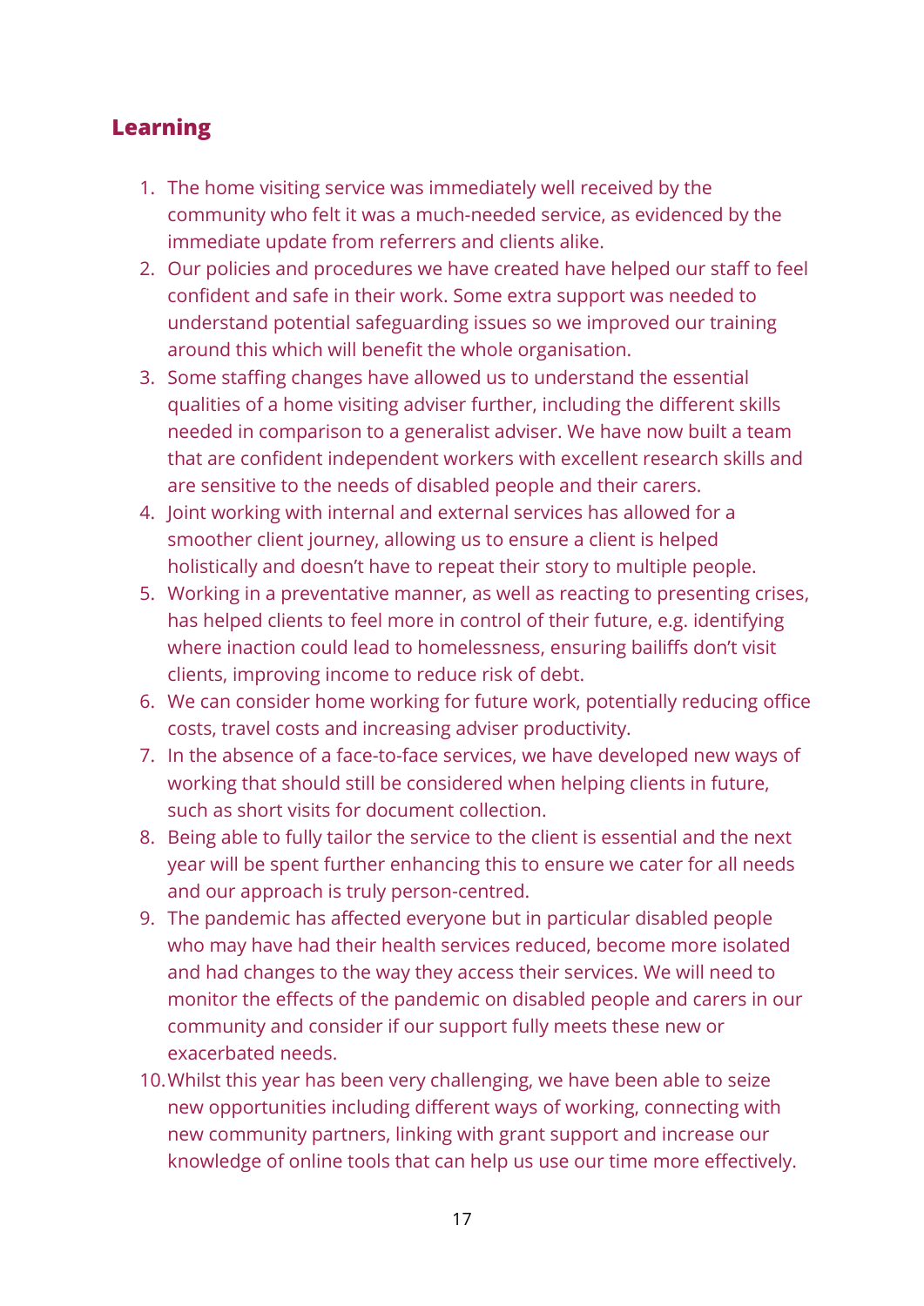## Learning

1. The home visiting service was immediately well received by the community who felt it was a much-needed service, as evidenced by the immediate update from referrers and clients alike.
2. Our policies and procedures we have created have helped our staff to feel confident and safe in their work. Some extra support was needed to understand potential safeguarding issues so we improved our training around this which will benefit the whole organisation.
3. Some staffing changes have allowed us to understand the essential qualities of a home visiting adviser further, including the different skills needed in comparison to a generalist adviser. We have now built a team that are confident independent workers with excellent research skills and are sensitive to the needs of disabled people and their carers.
4. Joint working with internal and external services has allowed for a smoother client journey, allowing us to ensure a client is helped holistically and doesn't have to repeat their story to multiple people.
5. Working in a preventative manner, as well as reacting to presenting crises, has helped clients to feel more in control of their future, e.g. identifying where inaction could lead to homelessness, ensuring bailiffs don't visit clients, improving income to reduce risk of debt.
6. We can consider home working for future work, potentially reducing office costs, travel costs and increasing adviser productivity.
7. In the absence of a face-to-face services, we have developed new ways of working that should still be considered when helping clients in future, such as short visits for document collection.
8. Being able to fully tailor the service to the client is essential and the next year will be spent further enhancing this to ensure we cater for all needs and our approach is truly person-centred.
9. The pandemic has affected everyone but in particular disabled people who may have had their health services reduced, become more isolated and had changes to the way they access their services. We will need to monitor the effects of the pandemic on disabled people and carers in our community and consider if our support fully meets these new or exacerbated needs.
10. Whilst this year has been very challenging, we have been able to seize new opportunities including different ways of working, connecting with new community partners, linking with grant support and increase our knowledge of online tools that can help us use our time more effectively.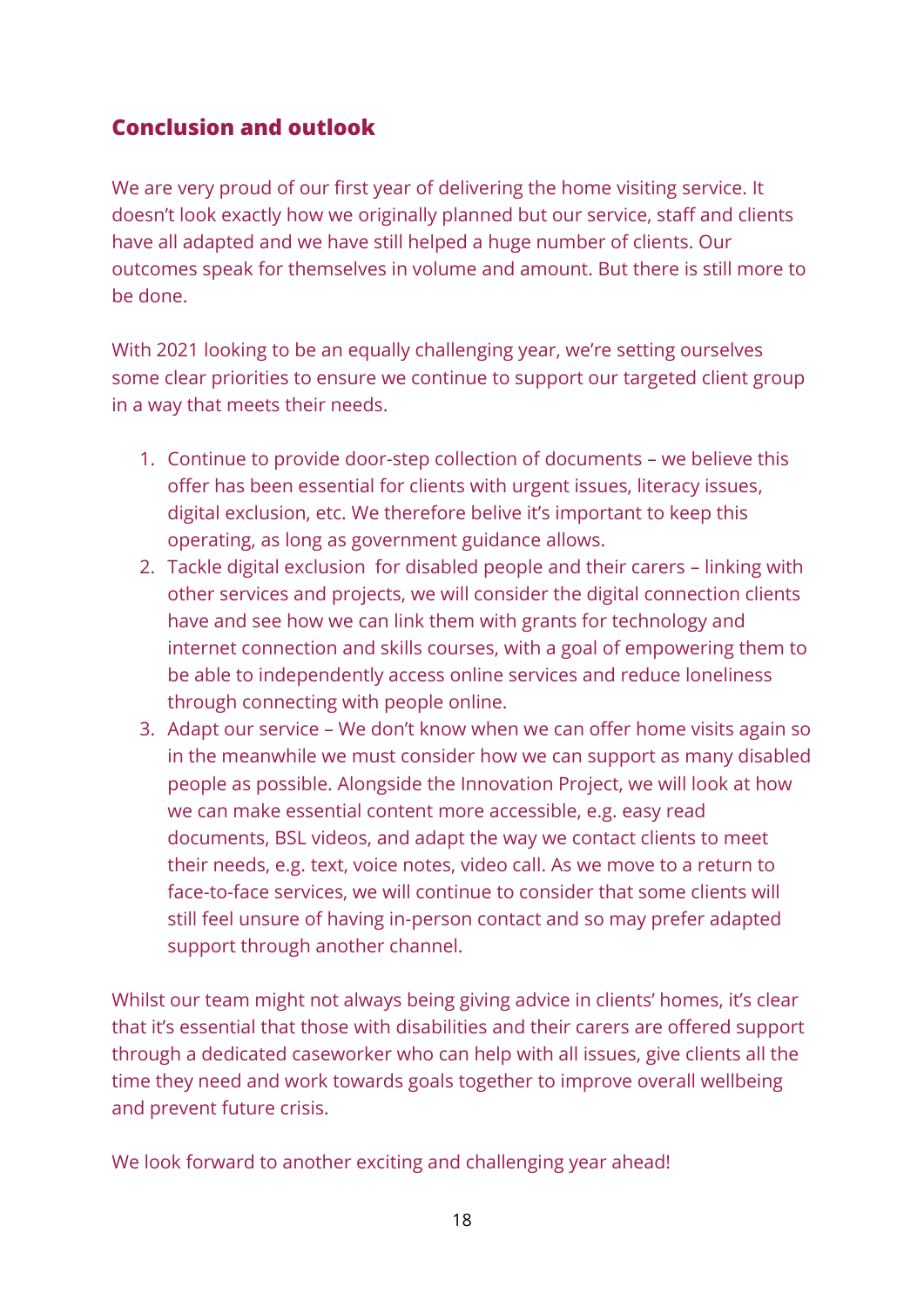## Conclusion and outlook

We are very proud of our first year of delivering the home visiting service. It doesn't look exactly how we originally planned but our service, staff and clients have all adapted and we have still helped a huge number of clients. Our outcomes speak for themselves in volume and amount. But there is still more to be done.

With 2021 looking to be an equally challenging year, we're setting ourselves some clear priorities to ensure we continue to support our targeted client group in a way that meets their needs.

1. Continue to provide door-step collection of documents – we believe this offer has been essential for clients with urgent issues, literacy issues, digital exclusion, etc. We therefore belive it's important to keep this operating, as long as government guidance allows.
2. Tackle digital exclusion for disabled people and their carers – linking with other services and projects, we will consider the digital connection clients have and see how we can link them with grants for technology and internet connection and skills courses, with a goal of empowering them to be able to independently access online services and reduce loneliness through connecting with people online.
3. Adapt our service – We don't know when we can offer home visits again so in the meanwhile we must consider how we can support as many disabled people as possible. Alongside the Innovation Project, we will look at how we can make essential content more accessible, e.g. easy read documents, BSL videos, and adapt the way we contact clients to meet their needs, e.g. text, voice notes, video call. As we move to a return to face-to-face services, we will continue to consider that some clients will still feel unsure of having in-person contact and so may prefer adapted support through another channel.

Whilst our team might not always being giving advice in clients' homes, it's clear that it's essential that those with disabilities and their carers are offered support through a dedicated caseworker who can help with all issues, give clients all the time they need and work towards goals together to improve overall wellbeing and prevent future crisis.

We look forward to another exciting and challenging year ahead!